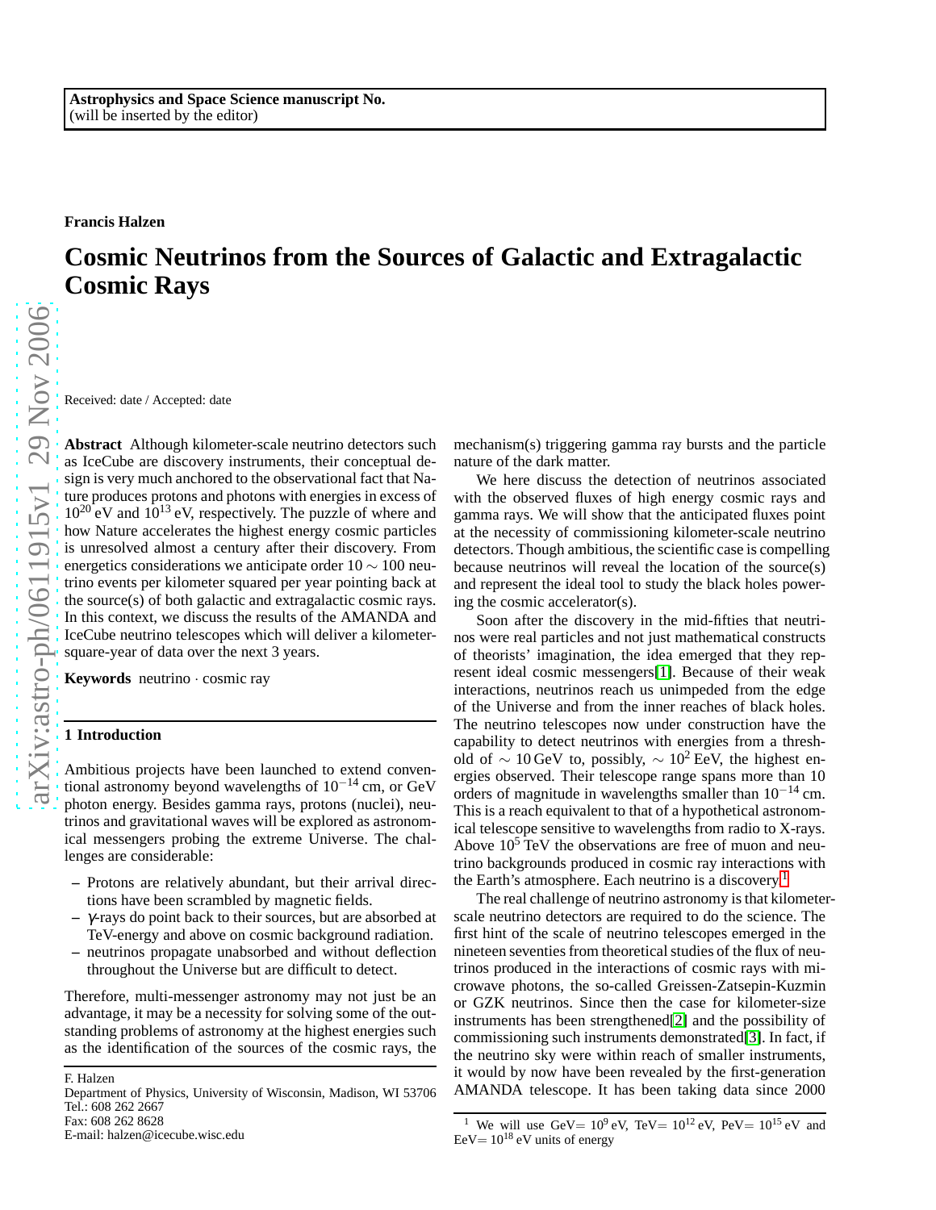**Astrophysics and Space Science manuscript No.**
(will be inserted by the editor)

**Francis Halzen**

# Cosmic Neutrinos from the Sources of Galactic and Extragalactic Cosmic Rays

Received: date / Accepted: date

**Abstract** Although kilometer-scale neutrino detectors such as IceCube are discovery instruments, their conceptual design is very much anchored to the observational fact that Nature produces protons and photons with energies in excess of $10^{20}$ eV and $10^{13}$ eV, respectively. The puzzle of where and how Nature accelerates the highest energy cosmic particles is unresolved almost a century after their discovery. From energetics considerations we anticipate order $10 \sim 100$ neutrino events per kilometer squared per year pointing back at the source(s) of both galactic and extragalactic cosmic rays. In this context, we discuss the results of the AMANDA and IceCube neutrino telescopes which will deliver a kilometer-square-year of data over the next 3 years.

**Keywords** neutrino · cosmic ray

## 1 Introduction

Ambitious projects have been launched to extend conventional astronomy beyond wavelengths of $10^{-14}$ cm, or GeV photon energy. Besides gamma rays, protons (nuclei), neutrinos and gravitational waves will be explored as astronomical messengers probing the extreme Universe. The challenges are considerable:

- Protons are relatively abundant, but their arrival directions have been scrambled by magnetic fields.
- $\gamma$-rays do point back to their sources, but are absorbed at TeV-energy and above on cosmic background radiation.
- neutrinos propagate unabsorbed and without deflection throughout the Universe but are difficult to detect.

Therefore, multi-messenger astronomy may not just be an advantage, it may be a necessity for solving some of the outstanding problems of astronomy at the highest energies such as the identification of the sources of the cosmic rays, the mechanism(s) triggering gamma ray bursts and the particle nature of the dark matter.

We here discuss the detection of neutrinos associated with the observed fluxes of high energy cosmic rays and gamma rays. We will show that the anticipated fluxes point at the necessity of commissioning kilometer-scale neutrino detectors. Though ambitious, the scientific case is compelling because neutrinos will reveal the location of the source(s) and represent the ideal tool to study the black holes powering the cosmic accelerator(s).

Soon after the discovery in the mid-fifties that neutrinos were real particles and not just mathematical constructs of theorists' imagination, the idea emerged that they represent ideal cosmic messengers[1]. Because of their weak interactions, neutrinos reach us unimpeded from the edge of the Universe and from the inner reaches of black holes. The neutrino telescopes now under construction have the capability to detect neutrinos with energies from a threshold of $\sim 10$ GeV to, possibly, $\sim 10^2$ EeV, the highest energies observed. Their telescope range spans more than 10 orders of magnitude in wavelengths smaller than $10^{-14}$ cm. This is a reach equivalent to that of a hypothetical astronomical telescope sensitive to wavelengths from radio to X-rays. Above $10^5$ TeV the observations are free of muon and neutrino backgrounds produced in cosmic ray interactions with the Earth's atmosphere. Each neutrino is a discovery.[1]

The real challenge of neutrino astronomy is that kilometer-scale neutrino detectors are required to do the science. The first hint of the scale of neutrino telescopes emerged in the nineteen seventies from theoretical studies of the flux of neutrinos produced in the interactions of cosmic rays with microwave photons, the so-called Greissen-Zatsepin-Kuzmin or GZK neutrinos. Since then the case for kilometer-size instruments has been strengthened[2] and the possibility of commissioning such instruments demonstrated[3]. In fact, if the neutrino sky were within reach of smaller instruments, it would by now have been revealed by the first-generation AMANDA telescope. It has been taking data since 2000

F. Halzen
Department of Physics, University of Wisconsin, Madison, WI 53706
Tel.: 608 262 2667
Fax: 608 262 8628
E-mail: halzen@icecube.wisc.edu

[1] We will use GeV= $10^9$ eV, TeV= $10^{12}$ eV, PeV= $10^{15}$ eV and EeV= $10^{18}$ eV units of energy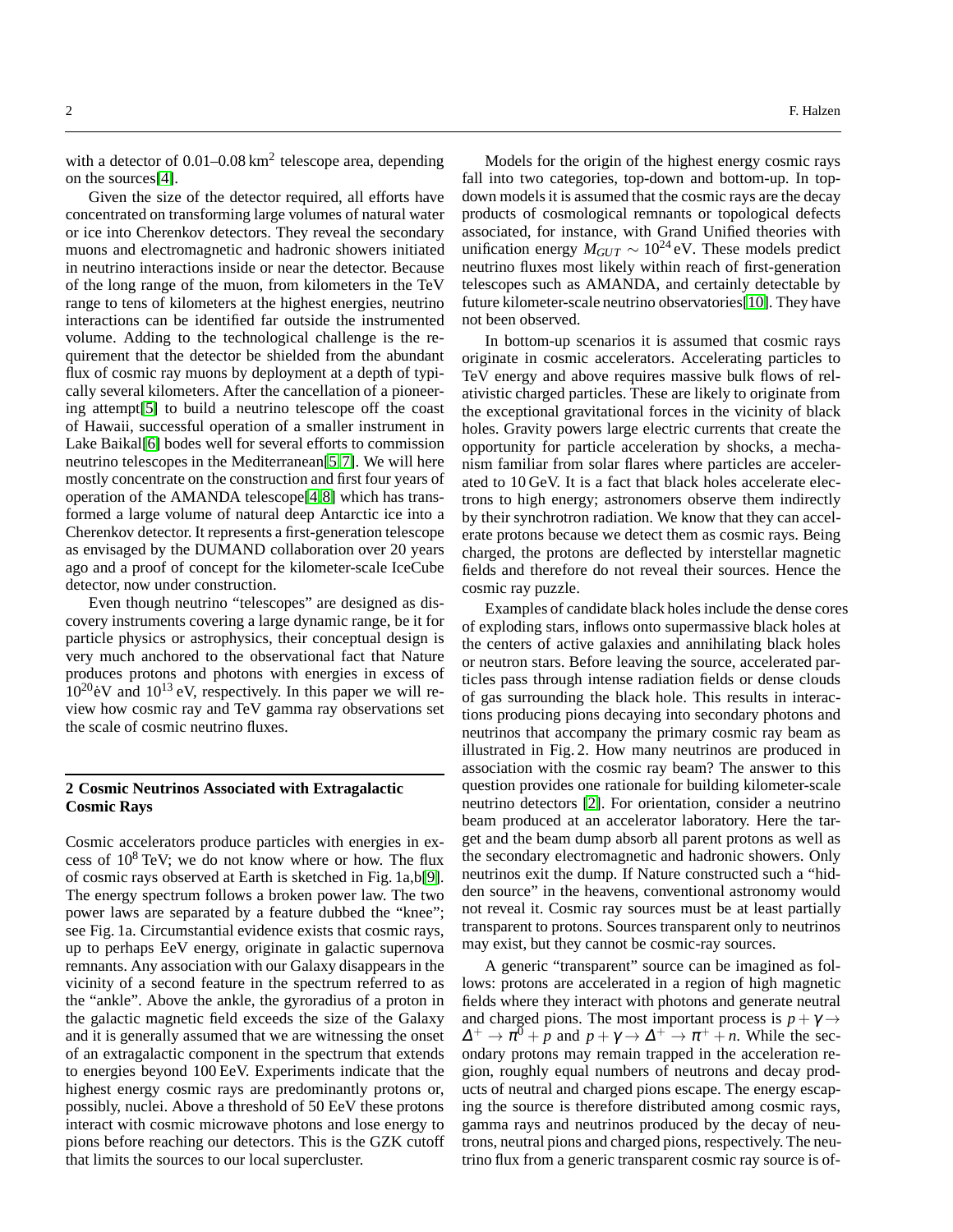with a detector of 0.01–0.08 $\mathrm{km}^2$ telescope area, depending on the sources[4].

Given the size of the detector required, all efforts have concentrated on transforming large volumes of natural water or ice into Cherenkov detectors. They reveal the secondary muons and electromagnetic and hadronic showers initiated in neutrino interactions inside or near the detector. Because of the long range of the muon, from kilometers in the TeV range to tens of kilometers at the highest energies, neutrino interactions can be identified far outside the instrumented volume. Adding to the technological challenge is the requirement that the detector be shielded from the abundant flux of cosmic ray muons by deployment at a depth of typically several kilometers. After the cancellation of a pioneering attempt[5] to build a neutrino telescope off the coast of Hawaii, successful operation of a smaller instrument in Lake Baikal[6] bodes well for several efforts to commission neutrino telescopes in the Mediterranean[5,7]. We will here mostly concentrate on the construction and first four years of operation of the AMANDA telescope[4,8] which has transformed a large volume of natural deep Antarctic ice into a Cherenkov detector. It represents a first-generation telescope as envisaged by the DUMAND collaboration over 20 years ago and a proof of concept for the kilometer-scale IceCube detector, now under construction.

Even though neutrino "telescopes" are designed as discovery instruments covering a large dynamic range, be it for particle physics or astrophysics, their conceptual design is very much anchored to the observational fact that Nature produces protons and photons with energies in excess of $10^{20}$ėV and $10^{13}$ eV, respectively. In this paper we will review how cosmic ray and TeV gamma ray observations set the scale of cosmic neutrino fluxes.

## 2 Cosmic Neutrinos Associated with Extragalactic Cosmic Rays

Cosmic accelerators produce particles with energies in excess of $10^8$ TeV; we do not know where or how. The flux of cosmic rays observed at Earth is sketched in Fig. 1a,b[9]. The energy spectrum follows a broken power law. The two power laws are separated by a feature dubbed the "knee"; see Fig. 1a. Circumstantial evidence exists that cosmic rays, up to perhaps EeV energy, originate in galactic supernova remnants. Any association with our Galaxy disappears in the vicinity of a second feature in the spectrum referred to as the "ankle". Above the ankle, the gyroradius of a proton in the galactic magnetic field exceeds the size of the Galaxy and it is generally assumed that we are witnessing the onset of an extragalactic component in the spectrum that extends to energies beyond 100 EeV. Experiments indicate that the highest energy cosmic rays are predominantly protons or, possibly, nuclei. Above a threshold of 50 EeV these protons interact with cosmic microwave photons and lose energy to pions before reaching our detectors. This is the GZK cutoff that limits the sources to our local supercluster.

Models for the origin of the highest energy cosmic rays fall into two categories, top-down and bottom-up. In top-down models it is assumed that the cosmic rays are the decay products of cosmological remnants or topological defects associated, for instance, with Grand Unified theories with unification energy $M_{GUT} \sim 10^{24}$ eV. These models predict neutrino fluxes most likely within reach of first-generation telescopes such as AMANDA, and certainly detectable by future kilometer-scale neutrino observatories[10]. They have not been observed.

In bottom-up scenarios it is assumed that cosmic rays originate in cosmic accelerators. Accelerating particles to TeV energy and above requires massive bulk flows of relativistic charged particles. These are likely to originate from the exceptional gravitational forces in the vicinity of black holes. Gravity powers large electric currents that create the opportunity for particle acceleration by shocks, a mechanism familiar from solar flares where particles are accelerated to 10 GeV. It is a fact that black holes accelerate electrons to high energy; astronomers observe them indirectly by their synchrotron radiation. We know that they can accelerate protons because we detect them as cosmic rays. Being charged, the protons are deflected by interstellar magnetic fields and therefore do not reveal their sources. Hence the cosmic ray puzzle.

Examples of candidate black holes include the dense cores of exploding stars, inflows onto supermassive black holes at the centers of active galaxies and annihilating black holes or neutron stars. Before leaving the source, accelerated particles pass through intense radiation fields or dense clouds of gas surrounding the black hole. This results in interactions producing pions decaying into secondary photons and neutrinos that accompany the primary cosmic ray beam as illustrated in Fig. 2. How many neutrinos are produced in association with the cosmic ray beam? The answer to this question provides one rationale for building kilometer-scale neutrino detectors [2]. For orientation, consider a neutrino beam produced at an accelerator laboratory. Here the target and the beam dump absorb all parent protons as well as the secondary electromagnetic and hadronic showers. Only neutrinos exit the dump. If Nature constructed such a "hidden source" in the heavens, conventional astronomy would not reveal it. Cosmic ray sources must be at least partially transparent to protons. Sources transparent only to neutrinos may exist, but they cannot be cosmic-ray sources.

A generic "transparent" source can be imagined as follows: protons are accelerated in a region of high magnetic fields where they interact with photons and generate neutral and charged pions. The most important process is $p + \gamma \rightarrow \Delta^+ \rightarrow \pi^0 + p$ and $p + \gamma \rightarrow \Delta^+ \rightarrow \pi^+ + n$. While the secondary protons may remain trapped in the acceleration region, roughly equal numbers of neutrons and decay products of neutral and charged pions escape. The energy escaping the source is therefore distributed among cosmic rays, gamma rays and neutrinos produced by the decay of neutrons, neutral pions and charged pions, respectively. The neutrino flux from a generic transparent cosmic ray source is of-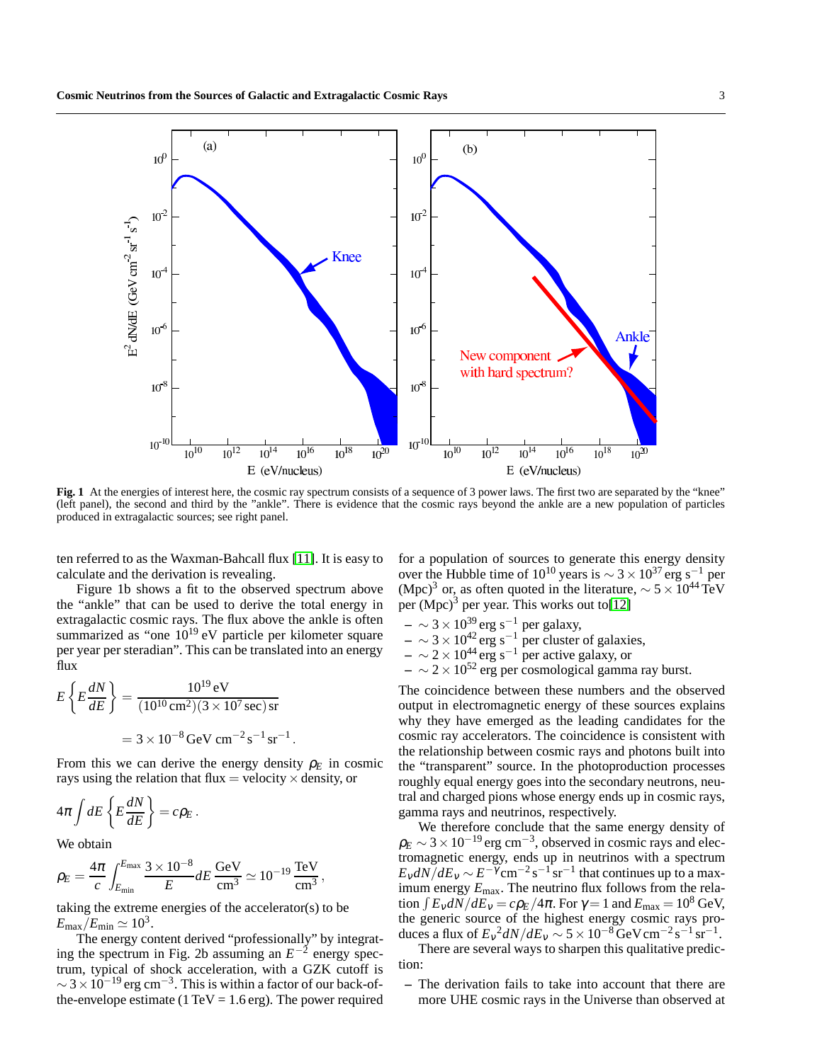**Fig. 1** At the energies of interest here, the cosmic ray spectrum consists of a sequence of 3 power laws. The first two are separated by the "knee" (left panel), the second and third by the "ankle". There is evidence that the cosmic rays beyond the ankle are a new population of particles produced in extragalactic sources; see right panel.

ten referred to as the Waxman-Bahcall flux [11]. It is easy to calculate and the derivation is revealing.

Figure 1b shows a fit to the observed spectrum above the "ankle" that can be used to derive the total energy in extragalactic cosmic rays. The flux above the ankle is often summarized as "one $10^{19}$ eV particle per kilometer square per year per steradian". This can be translated into an energy flux

$$E\left\{E\frac{dN}{dE}\right\} = \frac{10^{19}\,\mathrm{eV}}{(10^{10}\,\mathrm{cm}^2)(3\times10^{7}\,\mathrm{sec})\,\mathrm{sr}}$$

$$= 3\times10^{-8}\,\mathrm{GeV\,cm^{-2}\,s^{-1}\,sr^{-1}}\,.$$

From this we can derive the energy density $\rho_E$ in cosmic rays using the relation that flux = velocity × density, or

$$4\pi\int dE\left\{E\frac{dN}{dE}\right\} = c\rho_E\,.$$

We obtain

$$\rho_E = \frac{4\pi}{c}\int_{E_{\rm min}}^{E_{\rm max}}\frac{3\times10^{-8}}{E}dE\,\frac{\mathrm{GeV}}{\mathrm{cm}^3} \simeq 10^{-19}\,\frac{\mathrm{TeV}}{\mathrm{cm}^3}\,,$$

taking the extreme energies of the accelerator(s) to be $E_{\rm max}/E_{\rm min} \simeq 10^3$.

The energy content derived "professionally" by integrating the spectrum in Fig. 2b assuming an $E^{-2}$ energy spectrum, typical of shock acceleration, with a GZK cutoff is $\sim 3\times10^{-19}\,\mathrm{erg\,cm^{-3}}$. This is within a factor of our back-of-the-envelope estimate (1 TeV = 1.6 erg). The power required for a population of sources to generate this energy density over the Hubble time of $10^{10}$ years is $\sim 3\times10^{37}\,\mathrm{erg\,s^{-1}}$ per $(\mathrm{Mpc})^3$ or, as often quoted in the literature, $\sim 5\times10^{44}$ TeV per $(\mathrm{Mpc})^3$ per year. This works out to[12]

- $\sim 3\times10^{39}\,\mathrm{erg\,s^{-1}}$ per galaxy,
- $\sim 3\times10^{42}\,\mathrm{erg\,s^{-1}}$ per cluster of galaxies,
- $\sim 2\times10^{44}\,\mathrm{erg\,s^{-1}}$ per active galaxy, or
- $\sim 2\times10^{52}$ erg per cosmological gamma ray burst.

The coincidence between these numbers and the observed output in electromagnetic energy of these sources explains why they have emerged as the leading candidates for the cosmic ray accelerators. The coincidence is consistent with the relationship between cosmic rays and photons built into the "transparent" source. In the photoproduction processes roughly equal energy goes into the secondary neutrons, neutral and charged pions whose energy ends up in cosmic rays, gamma rays and neutrinos, respectively.

We therefore conclude that the same energy density of $\rho_E \sim 3\times10^{-19}\,\mathrm{erg\,cm^{-3}}$, observed in cosmic rays and electromagnetic energy, ends up in neutrinos with a spectrum $E_\nu dN/dE_\nu \sim E^{-\gamma}\mathrm{cm^{-2}\,s^{-1}\,sr^{-1}}$ that continues up to a maximum energy $E_{\rm max}$. The neutrino flux follows from the relation $\int E_\nu dN/dE_\nu = c\rho_E/4\pi$. For $\gamma = 1$ and $E_{\rm max} = 10^8$ GeV, the generic source of the highest energy cosmic rays produces a flux of ${E_\nu}^2 dN/dE_\nu \sim 5\times10^{-8}\,\mathrm{GeV\,cm^{-2}\,s^{-1}\,sr^{-1}}$.

There are several ways to sharpen this qualitative prediction:

- The derivation fails to take into account that there are more UHE cosmic rays in the Universe than observed at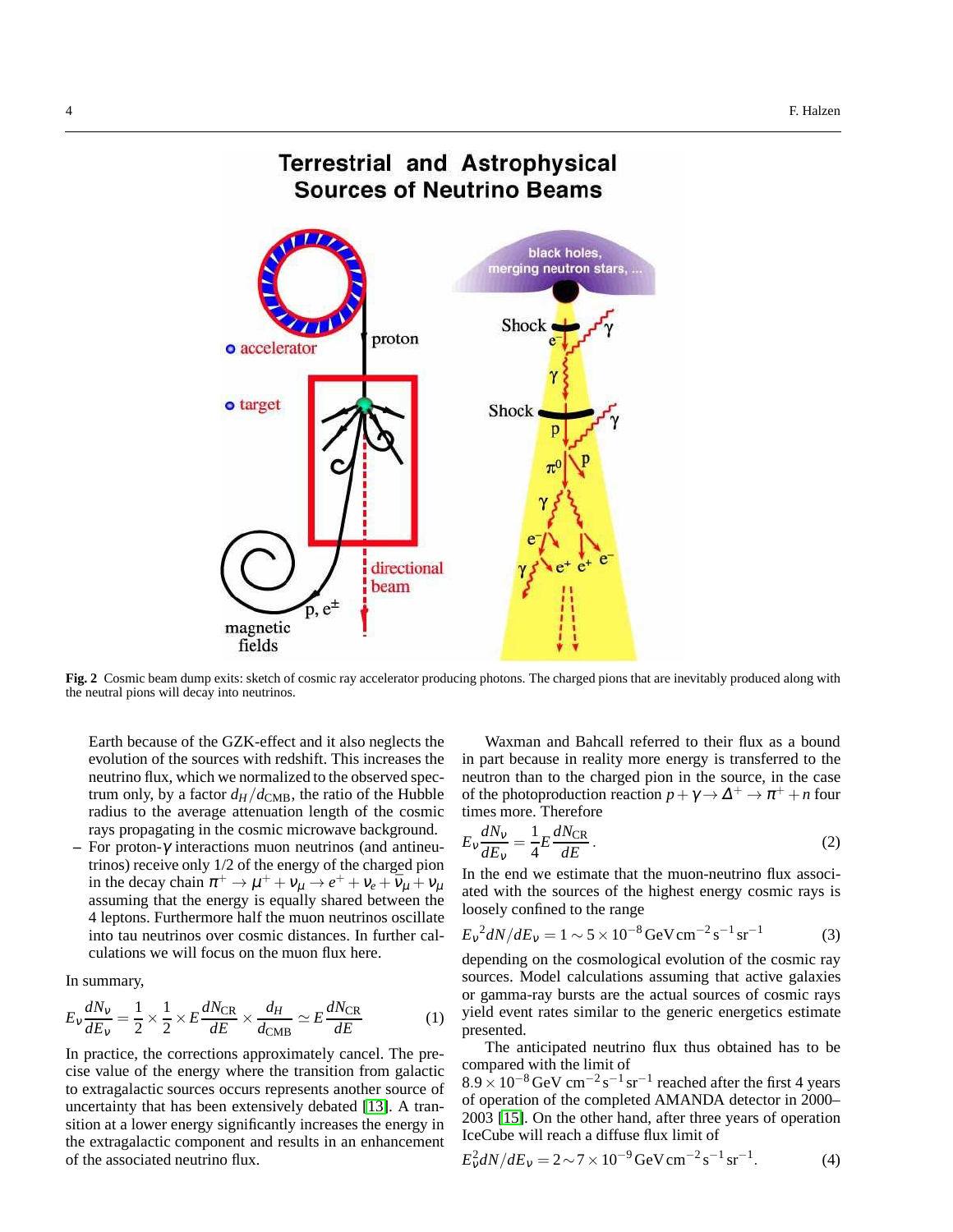**Fig. 2** Cosmic beam dump exits: sketch of cosmic ray accelerator producing photons. The charged pions that are inevitably produced along with the neutral pions will decay into neutrinos.

Earth because of the GZK-effect and it also neglects the evolution of the sources with redshift. This increases the neutrino flux, which we normalized to the observed spectrum only, by a factor $d_H/d_{\rm CMB}$, the ratio of the Hubble radius to the average attenuation length of the cosmic rays propagating in the cosmic microwave background.

– For proton-$\gamma$ interactions muon neutrinos (and antineutrinos) receive only 1/2 of the energy of the charged pion in the decay chain $\pi^+ \to \mu^+ + \nu_\mu \to e^+ + \nu_e + \bar{\nu}_\mu + \nu_\mu$ assuming that the energy is equally shared between the 4 leptons. Furthermore half the muon neutrinos oscillate into tau neutrinos over cosmic distances. In further calculations we will focus on the muon flux here.

In summary,

$$E_\nu \frac{dN_\nu}{dE_\nu} = \frac{1}{2} \times \frac{1}{2} \times E \frac{dN_{\rm CR}}{dE} \times \frac{d_H}{d_{\rm CMB}} \simeq E \frac{dN_{\rm CR}}{dE} \quad (1)$$

In practice, the corrections approximately cancel. The precise value of the energy where the transition from galactic to extragalactic sources occurs represents another source of uncertainty that has been extensively debated [13]. A transition at a lower energy significantly increases the energy in the extragalactic component and results in an enhancement of the associated neutrino flux.

Waxman and Bahcall referred to their flux as a bound in part because in reality more energy is transferred to the neutron than to the charged pion in the source, in the case of the photoproduction reaction $p + \gamma \to \Delta^+ \to \pi^+ + n$ four times more. Therefore

$$E_\nu \frac{dN_\nu}{dE_\nu} = \frac{1}{4} E \frac{dN_{\rm CR}}{dE}. \quad (2)$$

In the end we estimate that the muon-neutrino flux associated with the sources of the highest energy cosmic rays is loosely confined to the range

$$E_\nu{}^2 dN/dE_\nu = 1 \sim 5 \times 10^{-8}\,{\rm GeV\,cm^{-2}\,s^{-1}\,sr^{-1}} \quad (3)$$

depending on the cosmological evolution of the cosmic ray sources. Model calculations assuming that active galaxies or gamma-ray bursts are the actual sources of cosmic rays yield event rates similar to the generic energetics estimate presented.

The anticipated neutrino flux thus obtained has to be compared with the limit of $8.9 \times 10^{-8}\,{\rm GeV\ cm^{-2}\,s^{-1}\,sr^{-1}}$ reached after the first 4 years of operation of the completed AMANDA detector in 2000–2003 [15]. On the other hand, after three years of operation IceCube will reach a diffuse flux limit of

$$E_\nu^2 dN/dE_\nu = 2 \sim 7 \times 10^{-9}\,{\rm GeV\,cm^{-2}\,s^{-1}\,sr^{-1}}. \quad (4)$$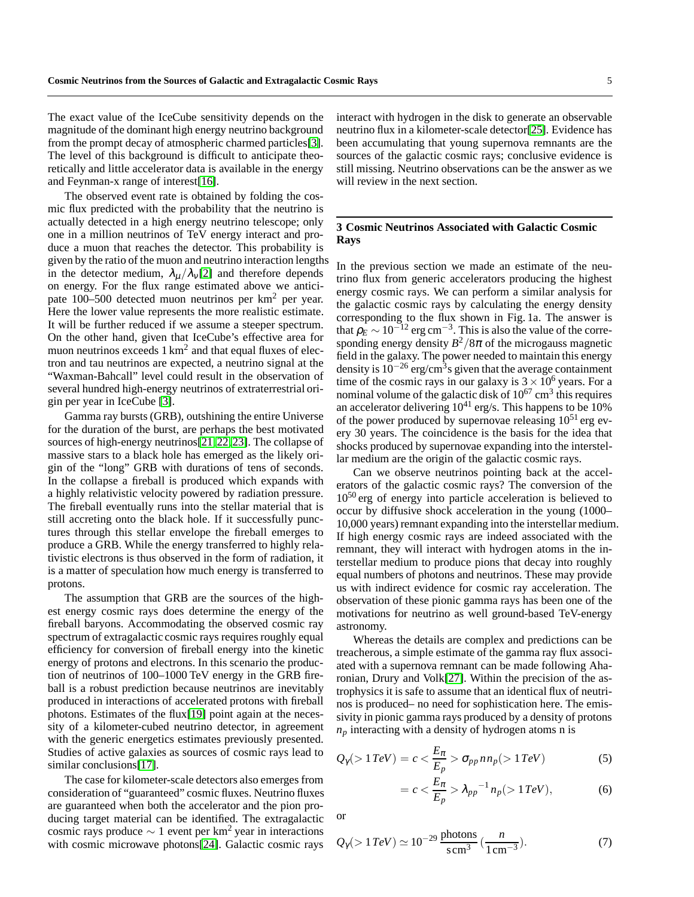The exact value of the IceCube sensitivity depends on the magnitude of the dominant high energy neutrino background from the prompt decay of atmospheric charmed particles[3]. The level of this background is difficult to anticipate theoretically and little accelerator data is available in the energy and Feynman-x range of interest[16].

The observed event rate is obtained by folding the cosmic flux predicted with the probability that the neutrino is actually detected in a high energy neutrino telescope; only one in a million neutrinos of TeV energy interact and produce a muon that reaches the detector. This probability is given by the ratio of the muon and neutrino interaction lengths in the detector medium, $\lambda_\mu/\lambda_\nu$[2] and therefore depends on energy. For the flux range estimated above we anticipate 100–500 detected muon neutrinos per km$^2$ per year. Here the lower value represents the more realistic estimate. It will be further reduced if we assume a steeper spectrum. On the other hand, given that IceCube's effective area for muon neutrinos exceeds 1 km$^2$ and that equal fluxes of electron and tau neutrinos are expected, a neutrino signal at the "Waxman-Bahcall" level could result in the observation of several hundred high-energy neutrinos of extraterrestrial origin per year in IceCube [3].

Gamma ray bursts (GRB), outshining the entire Universe for the duration of the burst, are perhaps the best motivated sources of high-energy neutrinos[21][22][23]. The collapse of massive stars to a black hole has emerged as the likely origin of the "long" GRB with durations of tens of seconds. In the collapse a fireball is produced which expands with a highly relativistic velocity powered by radiation pressure. The fireball eventually runs into the stellar material that is still accreting onto the black hole. If it successfully punctures through this stellar envelope the fireball emerges to produce a GRB. While the energy transferred to highly relativistic electrons is thus observed in the form of radiation, it is a matter of speculation how much energy is transferred to protons.

The assumption that GRB are the sources of the highest energy cosmic rays does determine the energy of the fireball baryons. Accommodating the observed cosmic ray spectrum of extragalactic cosmic rays requires roughly equal efficiency for conversion of fireball energy into the kinetic energy of protons and electrons. In this scenario the production of neutrinos of 100–1000 TeV energy in the GRB fireball is a robust prediction because neutrinos are inevitably produced in interactions of accelerated protons with fireball photons. Estimates of the flux[19] point again at the necessity of a kilometer-cubed neutrino detector, in agreement with the generic energetics estimates previously presented. Studies of active galaxies as sources of cosmic rays lead to similar conclusions[17].

The case for kilometer-scale detectors also emerges from consideration of "guaranteed" cosmic fluxes. Neutrino fluxes are guaranteed when both the accelerator and the pion producing target material can be identified. The extragalactic cosmic rays produce $\sim 1$ event per km$^2$ year in interactions with cosmic microwave photons[24]. Galactic cosmic rays interact with hydrogen in the disk to generate an observable neutrino flux in a kilometer-scale detector[25]. Evidence has been accumulating that young supernova remnants are the sources of the galactic cosmic rays; conclusive evidence is still missing. Neutrino observations can be the answer as we will review in the next section.

## 3 Cosmic Neutrinos Associated with Galactic Cosmic Rays

In the previous section we made an estimate of the neutrino flux from generic accelerators producing the highest energy cosmic rays. We can perform a similar analysis for the galactic cosmic rays by calculating the energy density corresponding to the flux shown in Fig. 1a. The answer is that $\rho_E \sim 10^{-12}\,\mathrm{erg\,cm^{-3}}$. This is also the value of the corresponding energy density $B^2/8\pi$ of the microgauss magnetic field in the galaxy. The power needed to maintain this energy density is $10^{-26}$ erg/cm$^3$s given that the average containment time of the cosmic rays in our galaxy is $3\times10^6$ years. For a nominal volume of the galactic disk of $10^{67}$ cm$^3$ this requires an accelerator delivering $10^{41}$ erg/s. This happens to be 10% of the power produced by supernovae releasing $10^{51}$ erg every 30 years. The coincidence is the basis for the idea that shocks produced by supernovae expanding into the interstellar medium are the origin of the galactic cosmic rays.

Can we observe neutrinos pointing back at the accelerators of the galactic cosmic rays? The conversion of the $10^{50}$ erg of energy into particle acceleration is believed to occur by diffusive shock acceleration in the young (1000–10,000 years) remnant expanding into the interstellar medium. If high energy cosmic rays are indeed associated with the remnant, they will interact with hydrogen atoms in the interstellar medium to produce pions that decay into roughly equal numbers of photons and neutrinos. These may provide us with indirect evidence for cosmic ray acceleration. The observation of these pionic gamma rays has been one of the motivations for neutrino as well ground-based TeV-energy astronomy.

Whereas the details are complex and predictions can be treacherous, a simple estimate of the gamma ray flux associated with a supernova remnant can be made following Aharonian, Drury and Volk[27]. Within the precision of the astrophysics it is safe to assume that an identical flux of neutrinos is produced– no need for sophistication here. The emissivity in pionic gamma rays produced by a density of protons $n_p$ interacting with a density of hydrogen atoms n is

$$Q_\gamma(>1\,TeV) = c < \frac{E_\pi}{E_p} > \sigma_{pp}\, n\, n_p(>1\,TeV) \tag{5}$$

$$= c < \frac{E_\pi}{E_p} > \lambda_{pp}{}^{-1}\, n_p(>1\,TeV), \tag{6}$$

or

$$Q_\gamma(>1\,TeV) \simeq 10^{-29}\,\frac{\mathrm{photons}}{\mathrm{s\,cm^3}}\left(\frac{n}{1\,\mathrm{cm^{-3}}}\right). \tag{7}$$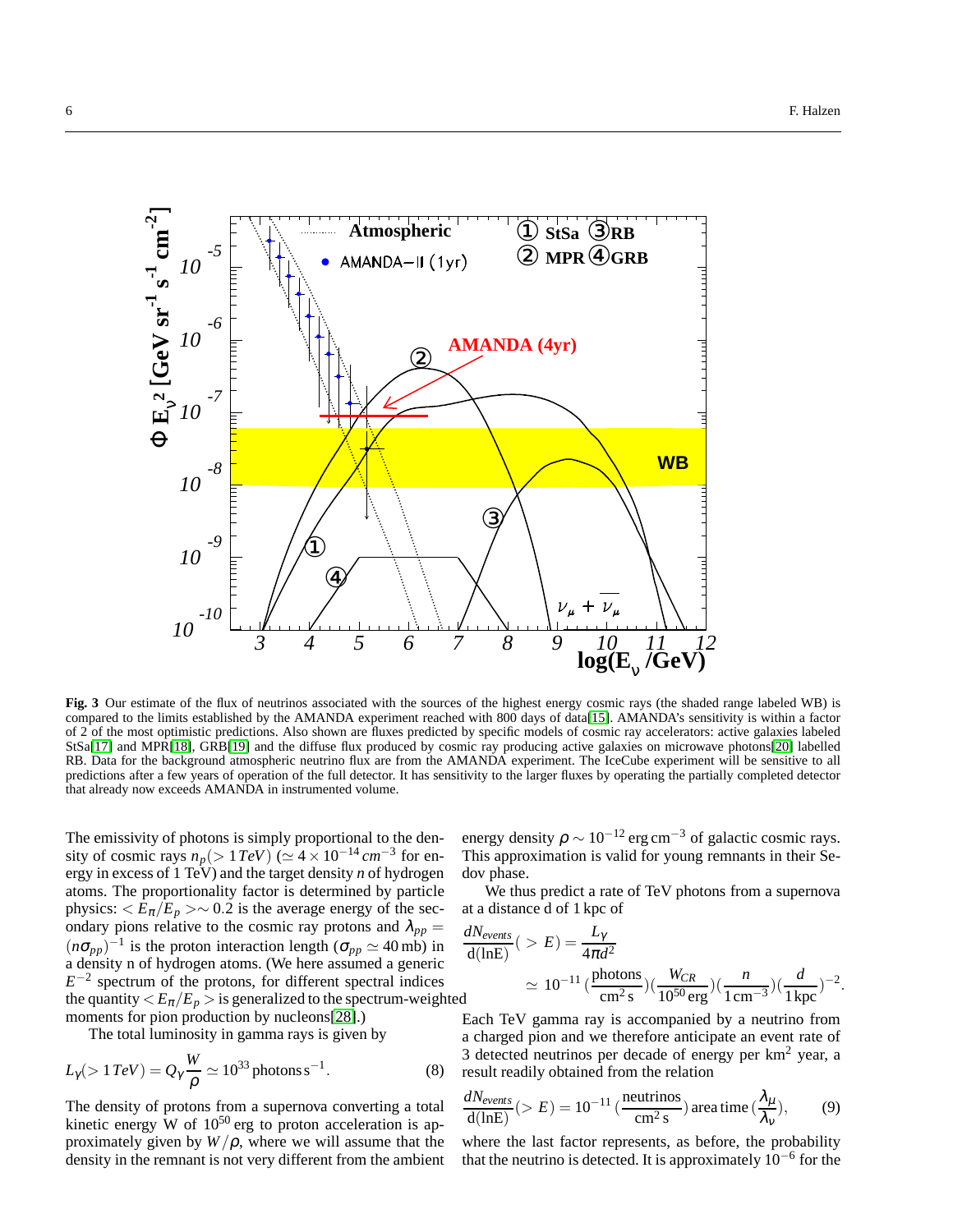**Fig. 3** Our estimate of the flux of neutrinos associated with the sources of the highest energy cosmic rays (the shaded range labeled WB) is compared to the limits established by the AMANDA experiment reached with 800 days of data[15]. AMANDA's sensitivity is within a factor of 2 of the most optimistic predictions. Also shown are fluxes predicted by specific models of cosmic ray accelerators: active galaxies labeled StSa[17] and MPR[18], GRB[19] and the diffuse flux produced by cosmic ray producing active galaxies on microwave photons[20] labelled RB. Data for the background atmospheric neutrino flux are from the AMANDA experiment. The IceCube experiment will be sensitive to all predictions after a few years of operation of the full detector. It has sensitivity to the larger fluxes by operating the partially completed detector that already now exceeds AMANDA in instrumented volume.

The emissivity of photons is simply proportional to the density of cosmic rays $n_p(>1\,TeV)$ ($\simeq 4\times10^{-14}\,cm^{-3}$ for energy in excess of 1 TeV) and the target density $n$ of hydrogen atoms. The proportionality factor is determined by particle physics: $<E_\pi/E_p>\sim 0.2$ is the average energy of the secondary pions relative to the cosmic ray protons and $\lambda_{pp} = (n\sigma_{pp})^{-1}$ is the proton interaction length ($\sigma_{pp}\simeq 40\,\mathrm{mb}$) in a density n of hydrogen atoms. (We here assumed a generic $E^{-2}$ spectrum of the protons, for different spectral indices the quantity $<E_\pi/E_p>$ is generalized to the spectrum-weighted moments for pion production by nucleons[28].)

The total luminosity in gamma rays is given by

$$L_\gamma(>1\,TeV) = Q_\gamma \frac{W}{\rho} \simeq 10^{33}\,\mathrm{photons\,s^{-1}}. \qquad (8)$$

The density of protons from a supernova converting a total kinetic energy W of $10^{50}$ erg to proton acceleration is approximately given by $W/\rho$, where we will assume that the density in the remnant is not very different from the ambient energy density $\rho\sim10^{-12}\,\mathrm{erg\,cm^{-3}}$ of galactic cosmic rays. This approximation is valid for young remnants in their Sedov phase.

We thus predict a rate of TeV photons from a supernova at a distance d of 1 kpc of

$$\frac{dN_{events}}{\mathrm{d(lnE)}}(>E) = \frac{L_\gamma}{4\pi d^2}$$
$$\simeq 10^{-11}\left(\frac{\mathrm{photons}}{\mathrm{cm^2\,s}}\right)\left(\frac{W_{CR}}{10^{50}\,\mathrm{erg}}\right)\left(\frac{n}{1\,\mathrm{cm^{-3}}}\right)\left(\frac{d}{1\,\mathrm{kpc}}\right)^{-2}.$$

Each TeV gamma ray is accompanied by a neutrino from a charged pion and we therefore anticipate an event rate of 3 detected neutrinos per decade of energy per km$^2$ year, a result readily obtained from the relation

$$\frac{dN_{events}}{\mathrm{d(lnE)}}(>E) = 10^{-11}\left(\frac{\mathrm{neutrinos}}{\mathrm{cm^2\,s}}\right)\mathrm{area\,time}\left(\frac{\lambda_\mu}{\lambda_\nu}\right), \qquad (9)$$

where the last factor represents, as before, the probability that the neutrino is detected. It is approximately $10^{-6}$ for the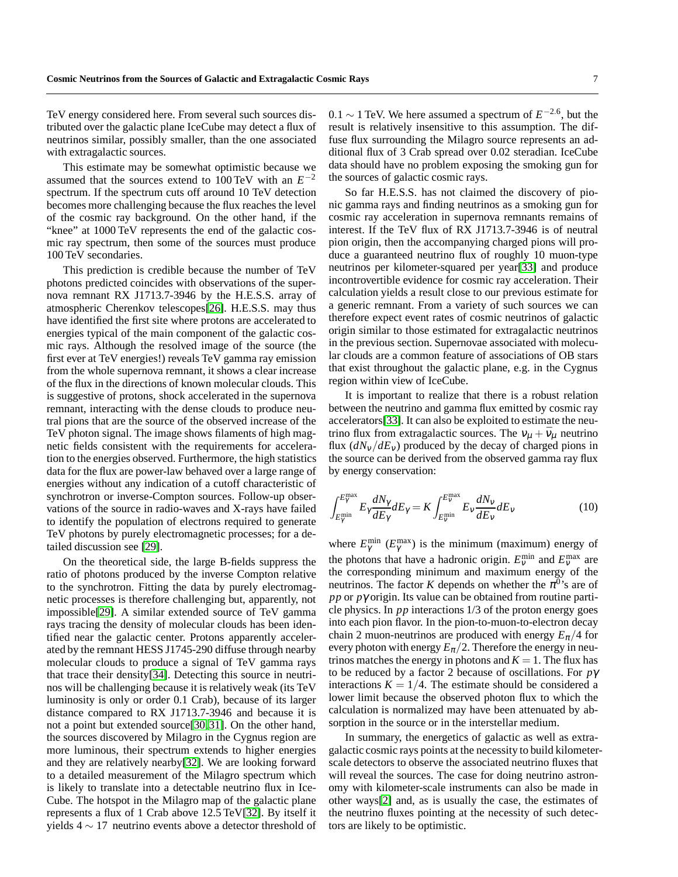TeV energy considered here. From several such sources distributed over the galactic plane IceCube may detect a flux of neutrinos similar, possibly smaller, than the one associated with extragalactic sources.

This estimate may be somewhat optimistic because we assumed that the sources extend to 100 TeV with an $E^{-2}$ spectrum. If the spectrum cuts off around 10 TeV detection becomes more challenging because the flux reaches the level of the cosmic ray background. On the other hand, if the "knee" at 1000 TeV represents the end of the galactic cosmic ray spectrum, then some of the sources must produce 100 TeV secondaries.

This prediction is credible because the number of TeV photons predicted coincides with observations of the supernova remnant RX J1713.7-3946 by the H.E.S.S. array of atmospheric Cherenkov telescopes[26]. H.E.S.S. may thus have identified the first site where protons are accelerated to energies typical of the main component of the galactic cosmic rays. Although the resolved image of the source (the first ever at TeV energies!) reveals TeV gamma ray emission from the whole supernova remnant, it shows a clear increase of the flux in the directions of known molecular clouds. This is suggestive of protons, shock accelerated in the supernova remnant, interacting with the dense clouds to produce neutral pions that are the source of the observed increase of the TeV photon signal. The image shows filaments of high magnetic fields consistent with the requirements for acceleration to the energies observed. Furthermore, the high statistics data for the flux are power-law behaved over a large range of energies without any indication of a cutoff characteristic of synchrotron or inverse-Compton sources. Follow-up observations of the source in radio-waves and X-rays have failed to identify the population of electrons required to generate TeV photons by purely electromagnetic processes; for a detailed discussion see [29].

On the theoretical side, the large B-fields suppress the ratio of photons produced by the inverse Compton relative to the synchrotron. Fitting the data by purely electromagnetic processes is therefore challenging but, apparently, not impossible[29]. A similar extended source of TeV gamma rays tracing the density of molecular clouds has been identified near the galactic center. Protons apparently accelerated by the remnant HESS J1745-290 diffuse through nearby molecular clouds to produce a signal of TeV gamma rays that trace their density[34]. Detecting this source in neutrinos will be challenging because it is relatively weak (its TeV luminosity is only or order 0.1 Crab), because of its larger distance compared to RX J1713.7-3946 and because it is not a point but extended source[30,31]. On the other hand, the sources discovered by Milagro in the Cygnus region are more luminous, their spectrum extends to higher energies and they are relatively nearby[32]. We are looking forward to a detailed measurement of the Milagro spectrum which is likely to translate into a detectable neutrino flux in IceCube. The hotspot in the Milagro map of the galactic plane represents a flux of 1 Crab above 12.5 TeV[32]. By itself it yields $4 \sim 17$ neutrino events above a detector threshold of $0.1 \sim 1$ TeV. We here assumed a spectrum of $E^{-2.6}$, but the result is relatively insensitive to this assumption. The diffuse flux surrounding the Milagro source represents an additional flux of 3 Crab spread over 0.02 steradian. IceCube data should have no problem exposing the smoking gun for the sources of galactic cosmic rays.

So far H.E.S.S. has not claimed the discovery of pionic gamma rays and finding neutrinos as a smoking gun for cosmic ray acceleration in supernova remnants remains of interest. If the TeV flux of RX J1713.7-3946 is of neutral pion origin, then the accompanying charged pions will produce a guaranteed neutrino flux of roughly 10 muon-type neutrinos per kilometer-squared per year[33] and produce incontrovertible evidence for cosmic ray acceleration. Their calculation yields a result close to our previous estimate for a generic remnant. From a variety of such sources we can therefore expect event rates of cosmic neutrinos of galactic origin similar to those estimated for extragalactic neutrinos in the previous section. Supernovae associated with molecular clouds are a common feature of associations of OB stars that exist throughout the galactic plane, e.g. in the Cygnus region within view of IceCube.

It is important to realize that there is a robust relation between the neutrino and gamma flux emitted by cosmic ray accelerators[33]. It can also be exploited to estimate the neutrino flux from extragalactic sources. The $\nu_\mu + \bar{\nu}_\mu$ neutrino flux ($dN_\nu/dE_\nu$) produced by the decay of charged pions in the source can be derived from the observed gamma ray flux by energy conservation:

$$\int_{E_\gamma^{\min}}^{E_\gamma^{\max}} E_\gamma \frac{dN_\gamma}{dE_\gamma} dE_\gamma = K \int_{E_\nu^{\min}}^{E_\nu^{\max}} E_\nu \frac{dN_\nu}{dE_\nu} dE_\nu \tag{10}$$

where $E_\gamma^{\min}$ ($E_\gamma^{\max}$) is the minimum (maximum) energy of the photons that have a hadronic origin. $E_\nu^{\min}$ and $E_\nu^{\max}$ are the corresponding minimum and maximum energy of the neutrinos. The factor $K$ depends on whether the $\pi^0$'s are of $pp$ or $p\gamma$ origin. Its value can be obtained from routine particle physics. In $pp$ interactions 1/3 of the proton energy goes into each pion flavor. In the pion-to-muon-to-electron decay chain 2 muon-neutrinos are produced with energy $E_\pi/4$ for every photon with energy $E_\pi/2$. Therefore the energy in neutrinos matches the energy in photons and $K = 1$. The flux has to be reduced by a factor 2 because of oscillations. For $p\gamma$ interactions $K = 1/4$. The estimate should be considered a lower limit because the observed photon flux to which the calculation is normalized may have been attenuated by absorption in the source or in the interstellar medium.

In summary, the energetics of galactic as well as extragalactic cosmic rays points at the necessity to build kilometer-scale detectors to observe the associated neutrino fluxes that will reveal the sources. The case for doing neutrino astronomy with kilometer-scale instruments can also be made in other ways[2] and, as is usually the case, the estimates of the neutrino fluxes pointing at the necessity of such detectors are likely to be optimistic.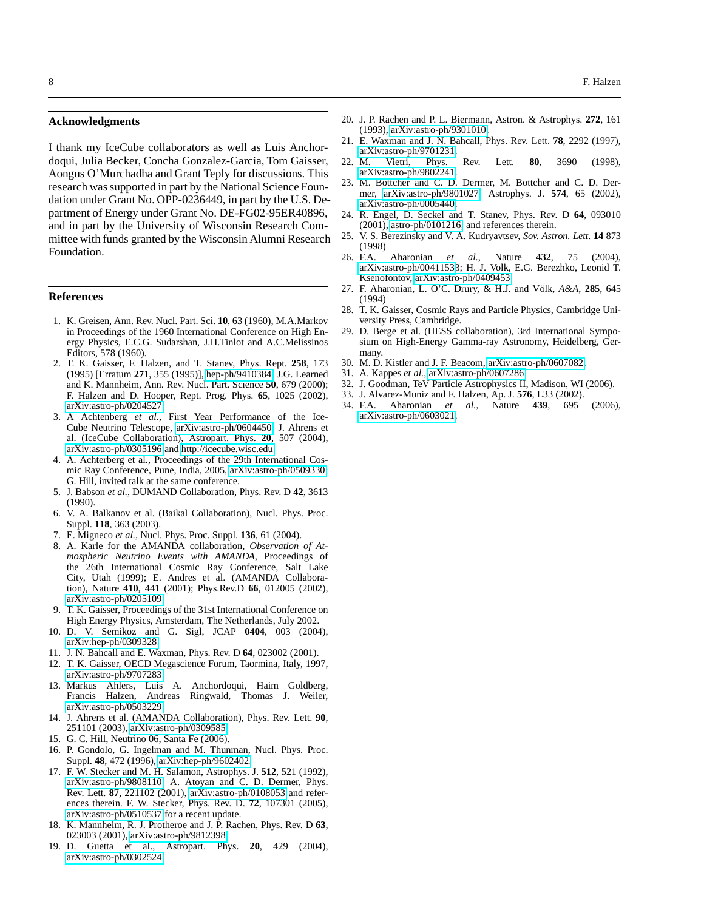## Acknowledgments

I thank my IceCube collaborators as well as Luis Anchordoqui, Julia Becker, Concha Gonzalez-Garcia, Tom Gaisser, Aongus O'Murchadha and Grant Teply for discussions. This research was supported in part by the National Science Foundation under Grant No. OPP-0236449, in part by the U.S. Department of Energy under Grant No. DE-FG02-95ER40896, and in part by the University of Wisconsin Research Committee with funds granted by the Wisconsin Alumni Research Foundation.

## References

1. K. Greisen, Ann. Rev. Nucl. Part. Sci. **10**, 63 (1960), M.A.Markov in Proceedings of the 1960 International Conference on High Energy Physics, E.C.G. Sudarshan, J.H.Tinlot and A.C.Melissinos Editors, 578 (1960).
2. T. K. Gaisser, F. Halzen, and T. Stanev, Phys. Rept. **258**, 173 (1995) [Erratum **271**, 355 (1995)], hep-ph/9410384; J.G. Learned and K. Mannheim, Ann. Rev. Nucl. Part. Science **50**, 679 (2000); F. Halzen and D. Hooper, Rept. Prog. Phys. **65**, 1025 (2002), arXiv:astro-ph/0204527.
3. A Achtenberg *et al.*, First Year Performance of the IceCube Neutrino Telescope, arXiv:astro-ph/0604450; J. Ahrens et al. (IceCube Collaboration), Astropart. Phys. **20**, 507 (2004), arXiv:astro-ph/0305196 and http://icecube.wisc.edu.
4. A. Achterberg et al., Proceedings of the 29th International Cosmic Ray Conference, Pune, India, 2005, arXiv:astro-ph/0509330; G. Hill, invited talk at the same conference.
5. J. Babson *et al.*, DUMAND Collaboration, Phys. Rev. D **42**, 3613 (1990).
6. V. A. Balkanov et al. (Baikal Collaboration), Nucl. Phys. Proc. Suppl. **118**, 363 (2003).
7. E. Migneco *et al.*, Nucl. Phys. Proc. Suppl. **136**, 61 (2004).
8. A. Karle for the AMANDA collaboration, *Observation of Atmospheric Neutrino Events with AMANDA*, Proceedings of the 26th International Cosmic Ray Conference, Salt Lake City, Utah (1999); E. Andres et al. (AMANDA Collaboration), Nature **410**, 441 (2001); Phys.Rev.D **66**, 012005 (2002), arXiv:astro-ph/0205109.
9. T. K. Gaisser, Proceedings of the 31st International Conference on High Energy Physics, Amsterdam, The Netherlands, July 2002.
10. D. V. Semikoz and G. Sigl, JCAP **0404**, 003 (2004), arXiv:hep-ph/0309328.
11. J. N. Bahcall and E. Waxman, Phys. Rev. D **64**, 023002 (2001).
12. T. K. Gaisser, OECD Megascience Forum, Taormina, Italy, 1997, arXiv:astro-ph/9707283.
13. Markus Ahlers, Luis A. Anchordoqui, Haim Goldberg, Francis Halzen, Andreas Ringwald, Thomas J. Weiler, arXiv:astro-ph/0503229.
14. J. Ahrens et al. (AMANDA Collaboration), Phys. Rev. Lett. **90**, 251101 (2003), arXiv:astro-ph/0309585.
15. G. C. Hill, Neutrino 06, Santa Fe (2006).
16. P. Gondolo, G. Ingelman and M. Thunman, Nucl. Phys. Proc. Suppl. **48**, 472 (1996), arXiv:hep-ph/9602402.
17. F. W. Stecker and M. H. Salamon, Astrophys. J. **512**, 521 (1992), arXiv:astro-ph/9808110; A. Atoyan and C. D. Dermer, Phys. Rev. Lett. **87**, 221102 (2001), arXiv:astro-ph/0108053 and references therein. F. W. Stecker, Phys. Rev. D. **72**, 107301 (2005), arXiv:astro-ph/0510537 for a recent update.
18. K. Mannheim, R. J. Protheroe and J. P. Rachen, Phys. Rev. D **63**, 023003 (2001), arXiv:astro-ph/9812398.
19. D. Guetta et al., Astropart. Phys. **20**, 429 (2004), arXiv:astro-ph/0302524.
20. J. P. Rachen and P. L. Biermann, Astron. & Astrophys. **272**, 161 (1993), arXiv:astro-ph/9301010.
21. E. Waxman and J. N. Bahcall, Phys. Rev. Lett. **78**, 2292 (1997), arXiv:astro-ph/9701231.
22. M. Vietri, Phys. Rev. Lett. **80**, 3690 (1998), arXiv:astro-ph/9802241.
23. M. Bottcher and C. D. Dermer, M. Bottcher and C. D. Dermer, arXiv:astro-ph/9801027; Astrophys. J. **574**, 65 (2002), arXiv:astro-ph/0005440.
24. R. Engel, D. Seckel and T. Stanev, Phys. Rev. D **64**, 093010 (2001), astro-ph/0101216, and references therein.
25. V. S. Berezinsky and V. A. Kudryavtsev, *Sov. Astron. Lett.* **14** 873 (1998)
26. F.A. Aharonian *et al.*, Nature **432**, 75 (2004), arXiv:astro-ph/00411533; H. J. Volk, E.G. Berezhko, Leonid T. Ksenofontov, arXiv:astro-ph/0409453
27. F. Aharonian, L. O'C. Drury, & H.J. and Völk, *A&A*, **285**, 645 (1994)
28. T. K. Gaisser, Cosmic Rays and Particle Physics, Cambridge University Press, Cambridge.
29. D. Berge et al. (HESS collaboration), 3rd International Symposium on High-Energy Gamma-ray Astronomy, Heidelberg, Germany.
30. M. D. Kistler and J. F. Beacom, arXiv:astro-ph/0607082.
31. A. Kappes *et al.*, arXiv:astro-ph/0607286.
32. J. Goodman, TeV Particle Astrophysics II, Madison, WI (2006).
33. J. Alvarez-Muniz and F. Halzen, Ap. J. **576**, L33 (2002).
34. F.A. Aharonian *et al.*, Nature **439**, 695 (2006), arXiv:astro-ph/0603021.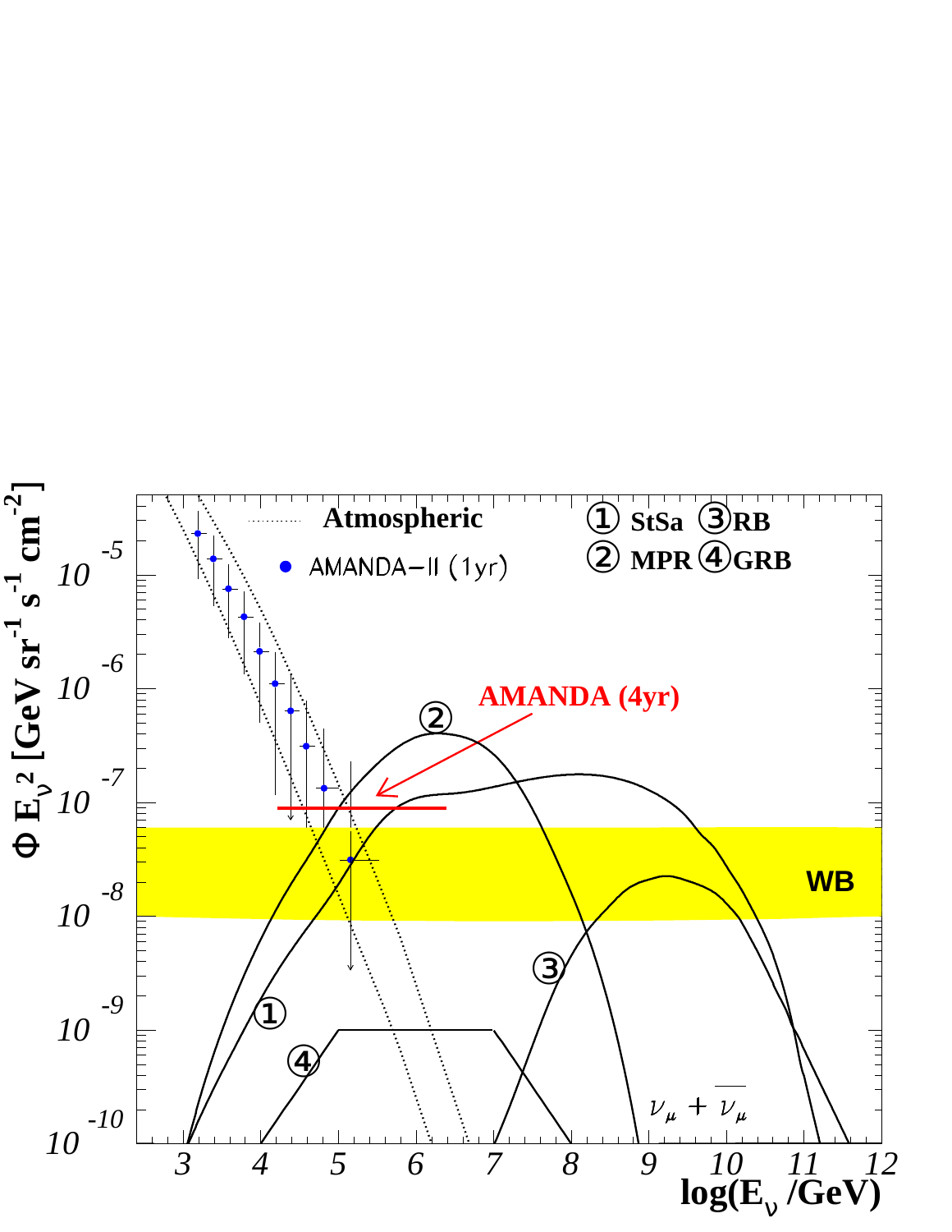Atmospheric

AMANDA-II (1yr)

① StSa ③ RB

② MPR ④ GRB

AMANDA (4yr)

WB

$\nu_\mu + \overline{\nu_\mu}$

$\Phi E_\nu^2$ [GeV sr$^{-1}$ s$^{-1}$ cm$^{-2}$]

$10^{-5}$

$10^{-6}$

$10^{-7}$

$10^{-8}$

$10^{-9}$

$10^{-10}$

3 4 5 6 7 8 9 10 11 12

log($E_\nu$ /GeV)